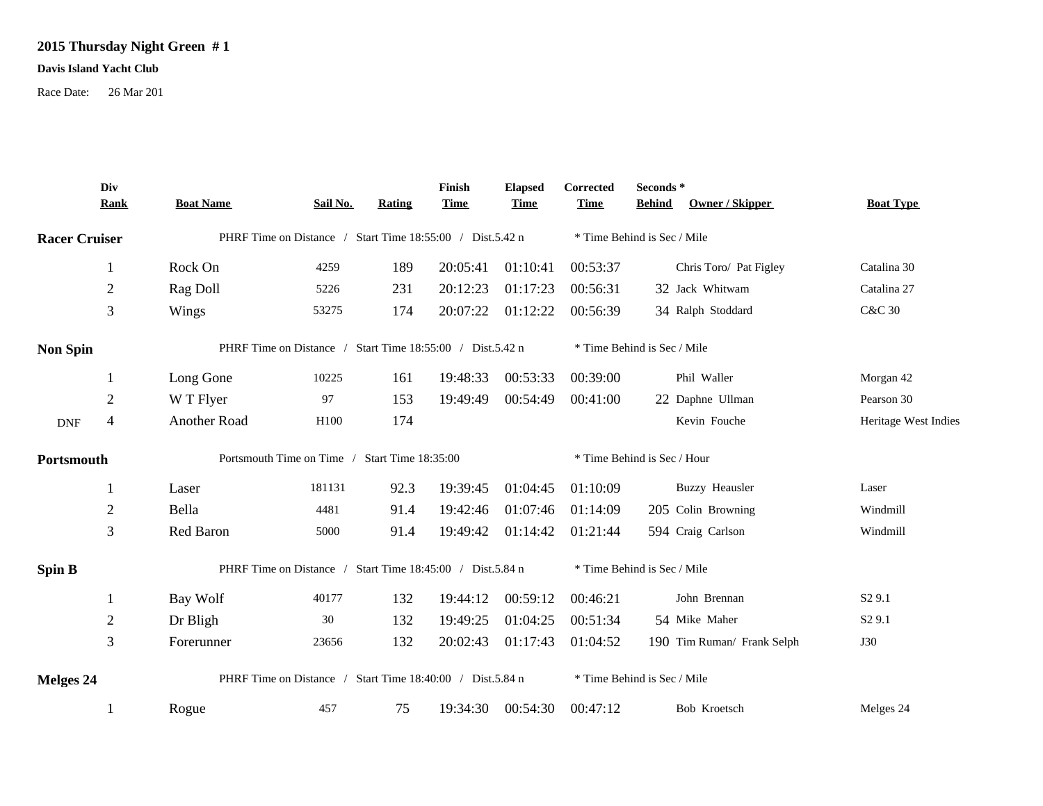**2015 Thursday Night Green # 1**

**Davis Island Yacht Club**

Race Date: 26 Mar 201

| | Div Rank | Boat Name | Sail No. | Rating | Finish Time | Elapsed Time | Corrected Time | Seconds * Behind | Owner / Skipper | Boat Type |
|---|---|---|---|---|---|---|---|---|---|---|
| **Racer Cruiser** | | PHRF Time on Distance / Start Time 18:55:00 / Dist.5.42 n | | | | | * Time Behind is Sec / Mile | | | |
| | 1 | Rock On | 4259 | 189 | 20:05:41 | 01:10:41 | 00:53:37 | | Chris Toro/ Pat Figley | Catalina 30 |
| | 2 | Rag Doll | 5226 | 231 | 20:12:23 | 01:17:23 | 00:56:31 | 32 | Jack Whitwam | Catalina 27 |
| | 3 | Wings | 53275 | 174 | 20:07:22 | 01:12:22 | 00:56:39 | 34 | Ralph Stoddard | C&C 30 |
| **Non Spin** | | PHRF Time on Distance / Start Time 18:55:00 / Dist.5.42 n | | | | | * Time Behind is Sec / Mile | | | |
| | 1 | Long Gone | 10225 | 161 | 19:48:33 | 00:53:33 | 00:39:00 | | Phil Waller | Morgan 42 |
| | 2 | W T Flyer | 97 | 153 | 19:49:49 | 00:54:49 | 00:41:00 | 22 | Daphne Ullman | Pearson 30 |
| DNF | 4 | Another Road | H100 | 174 | | | | | Kevin Fouche | Heritage West Indies |
| **Portsmouth** | | Portsmouth Time on Time / Start Time 18:35:00 | | | | | * Time Behind is Sec / Hour | | | |
| | 1 | Laser | 181131 | 92.3 | 19:39:45 | 01:04:45 | 01:10:09 | | Buzzy Heausler | Laser |
| | 2 | Bella | 4481 | 91.4 | 19:42:46 | 01:07:46 | 01:14:09 | 205 | Colin Browning | Windmill |
| | 3 | Red Baron | 5000 | 91.4 | 19:49:42 | 01:14:42 | 01:21:44 | 594 | Craig Carlson | Windmill |
| **Spin B** | | PHRF Time on Distance / Start Time 18:45:00 / Dist.5.84 n | | | | | * Time Behind is Sec / Mile | | | |
| | 1 | Bay Wolf | 40177 | 132 | 19:44:12 | 00:59:12 | 00:46:21 | | John Brennan | S2 9.1 |
| | 2 | Dr Bligh | 30 | 132 | 19:49:25 | 01:04:25 | 00:51:34 | 54 | Mike Maher | S2 9.1 |
| | 3 | Forerunner | 23656 | 132 | 20:02:43 | 01:17:43 | 01:04:52 | 190 | Tim Ruman/ Frank Selph | J30 |
| **Melges 24** | | PHRF Time on Distance / Start Time 18:40:00 / Dist.5.84 n | | | | | * Time Behind is Sec / Mile | | | |
| | 1 | Rogue | 457 | 75 | 19:34:30 | 00:54:30 | 00:47:12 | | Bob Kroetsch | Melges 24 |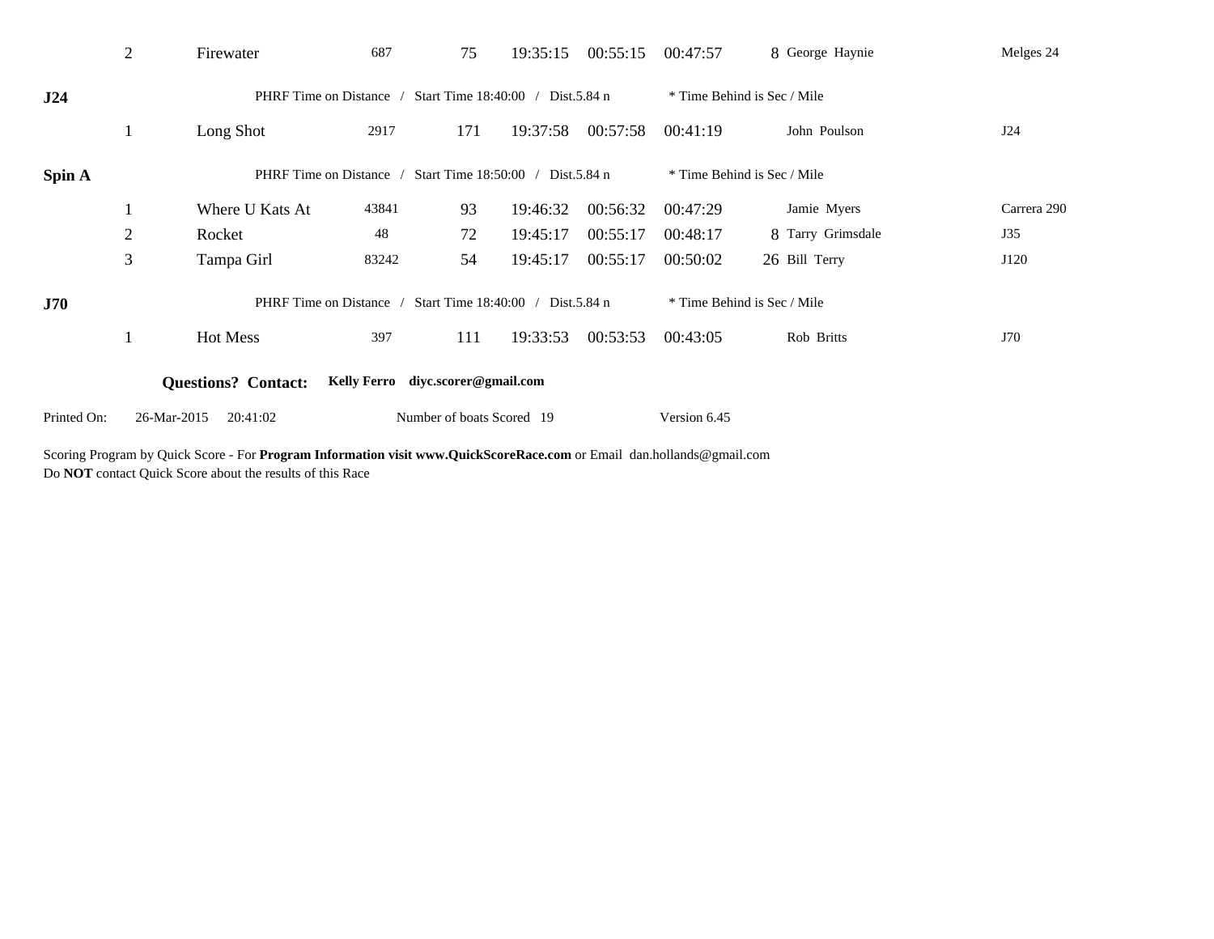| | | | | | | | | | | |
|---|---|---|---|---|---|---|---|---|---|---|
| | 2 | Firewater | 687 | 75 | 19:35:15 | 00:55:15 | 00:47:57 | 8 | George Haynie | Melges 24 |

**J24** PHRF Time on Distance / Start Time 18:40:00 / Dist.5.84 n * Time Behind is Sec / Mile

| | | | | | | | | | | |
|---|---|---|---|---|---|---|---|---|---|---|
| | 1 | Long Shot | 2917 | 171 | 19:37:58 | 00:57:58 | 00:41:19 | | John Poulson | J24 |

**Spin A** PHRF Time on Distance / Start Time 18:50:00 / Dist.5.84 n * Time Behind is Sec / Mile

| | | | | | | | | | | |
|---|---|---|---|---|---|---|---|---|---|---|
| | 1 | Where U Kats At | 43841 | 93 | 19:46:32 | 00:56:32 | 00:47:29 | | Jamie Myers | Carrera 290 |
| | 2 | Rocket | 48 | 72 | 19:45:17 | 00:55:17 | 00:48:17 | 8 | Tarry Grimsdale | J35 |
| | 3 | Tampa Girl | 83242 | 54 | 19:45:17 | 00:55:17 | 00:50:02 | 26 | Bill Terry | J120 |

**J70** PHRF Time on Distance / Start Time 18:40:00 / Dist.5.84 n * Time Behind is Sec / Mile

| | | | | | | | | | | |
|---|---|---|---|---|---|---|---|---|---|---|
| | 1 | Hot Mess | 397 | 111 | 19:33:53 | 00:53:53 | 00:43:05 | | Rob Britts | J70 |

**Questions? Contact:** **Kelly Ferro diyc.scorer@gmail.com**

Printed On: 26-Mar-2015 20:41:02 Number of boats Scored 19 Version 6.45

Scoring Program by Quick Score - For **Program Information visit www.QuickScoreRace.com** or Email dan.hollands@gmail.com
Do **NOT** contact Quick Score about the results of this Race